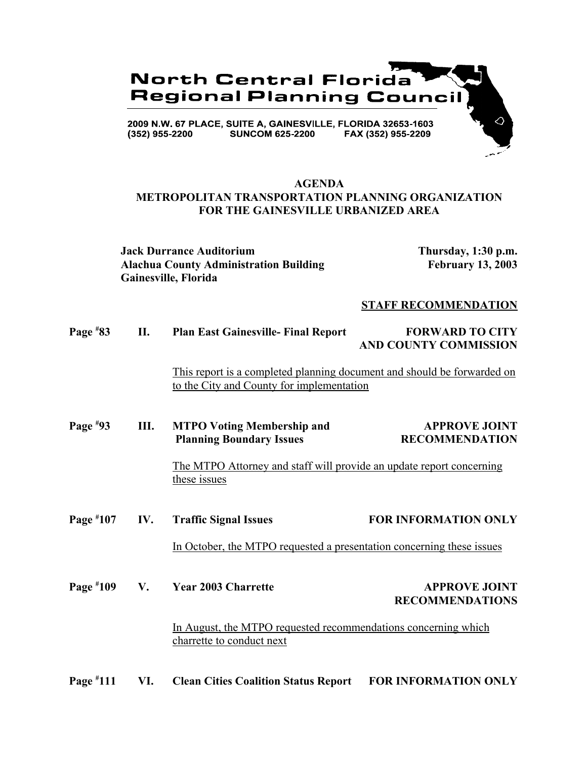# North Central Florida Regional Planning Council

2009 N.W. 67 PLACE, SUITE A, GAINESVILLE, FLORIDA 32653-1603
(352) 955-2200 SUNCOM 625-2200 FAX (352) 955-2209

## AGENDA
## METROPOLITAN TRANSPORTATION PLANNING ORGANIZATION FOR THE GAINESVILLE URBANIZED AREA

**Jack Durrance Auditorium**
**Alachua County Administration Building**
**Gainesville, Florida**

**Thursday, 1:30 p.m.**
**February 13, 2003**

**STAFF RECOMMENDATION**

**Page #83 II. Plan East Gainesville- Final Report** — **FORWARD TO CITY AND COUNTY COMMISSION**

This report is a completed planning document and should be forwarded on to the City and County for implementation

**Page #93 III. MTPO Voting Membership and Planning Boundary Issues** — **APPROVE JOINT RECOMMENDATION**

The MTPO Attorney and staff will provide an update report concerning these issues

**Page #107 IV. Traffic Signal Issues** — **FOR INFORMATION ONLY**

In October, the MTPO requested a presentation concerning these issues

**Page #109 V. Year 2003 Charrette** — **APPROVE JOINT RECOMMENDATIONS**

In August, the MTPO requested recommendations concerning which charrette to conduct next

**Page #111 VI. Clean Cities Coalition Status Report** — **FOR INFORMATION ONLY**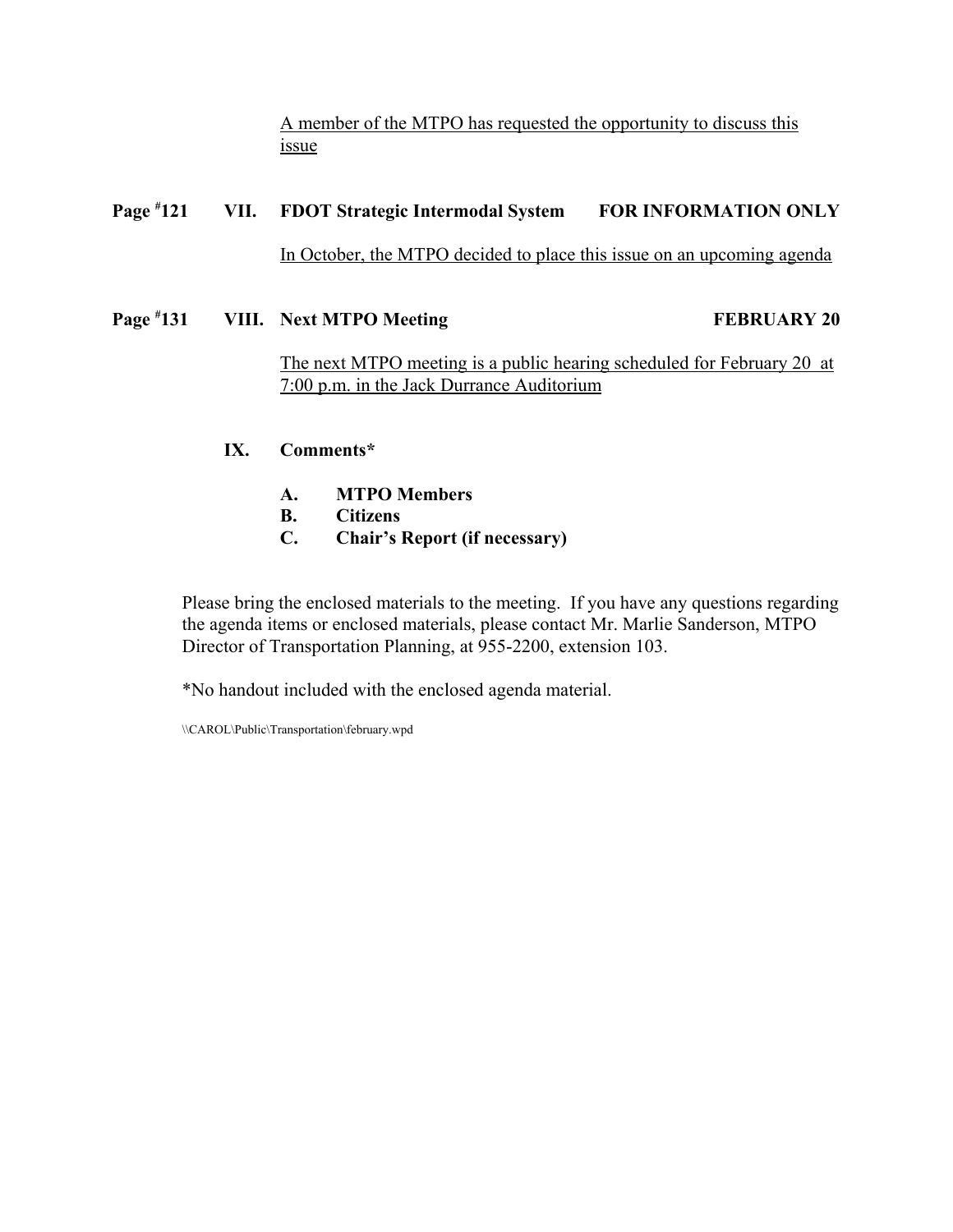A member of the MTPO has requested the opportunity to discuss this issue

**Page #121 VII. FDOT Strategic Intermodal System FOR INFORMATION ONLY**

In October, the MTPO decided to place this issue on an upcoming agenda

**Page #131 VIII. Next MTPO Meeting FEBRUARY 20**

The next MTPO meeting is a public hearing scheduled for February 20 at 7:00 p.m. in the Jack Durrance Auditorium

**IX. Comments***

**A. MTPO Members**
**B. Citizens**
**C. Chair's Report (if necessary)**

Please bring the enclosed materials to the meeting. If you have any questions regarding the agenda items or enclosed materials, please contact Mr. Marlie Sanderson, MTPO Director of Transportation Planning, at 955-2200, extension 103.

*No handout included with the enclosed agenda material.

\\CAROL\Public\Transportation\february.wpd